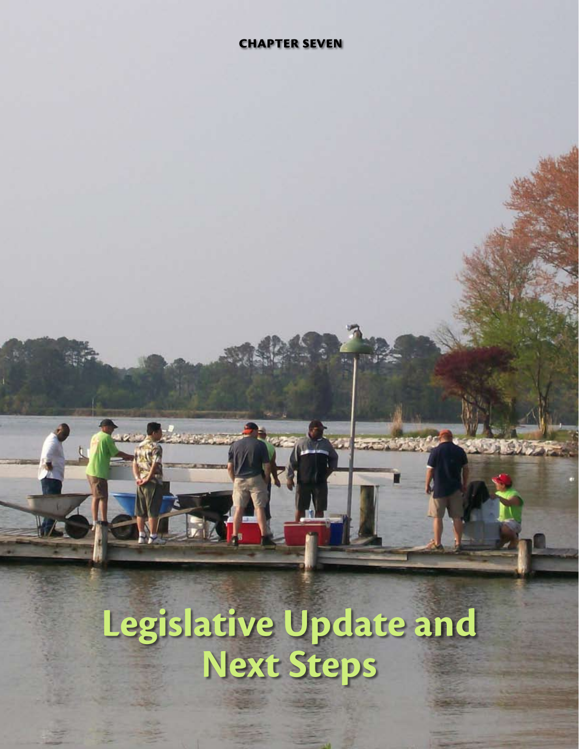CHAPTER SEVEN

# Legislative Update and Next Steps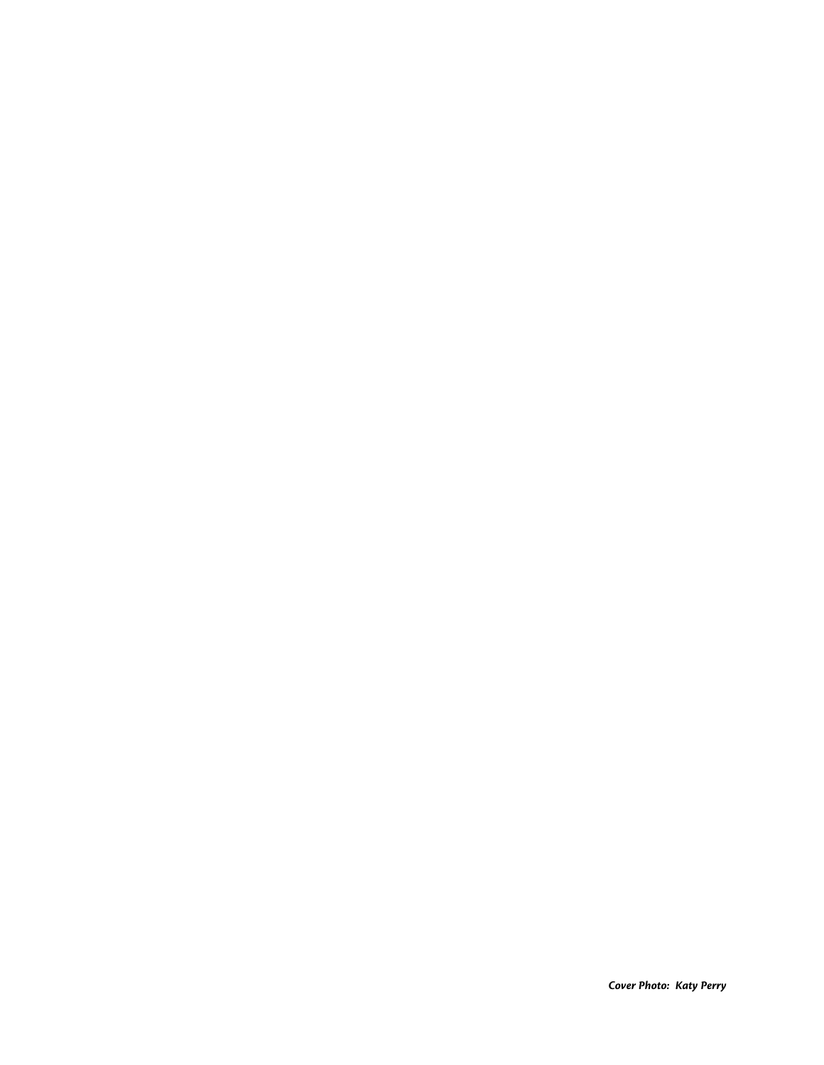***Cover Photo: Katy Perry***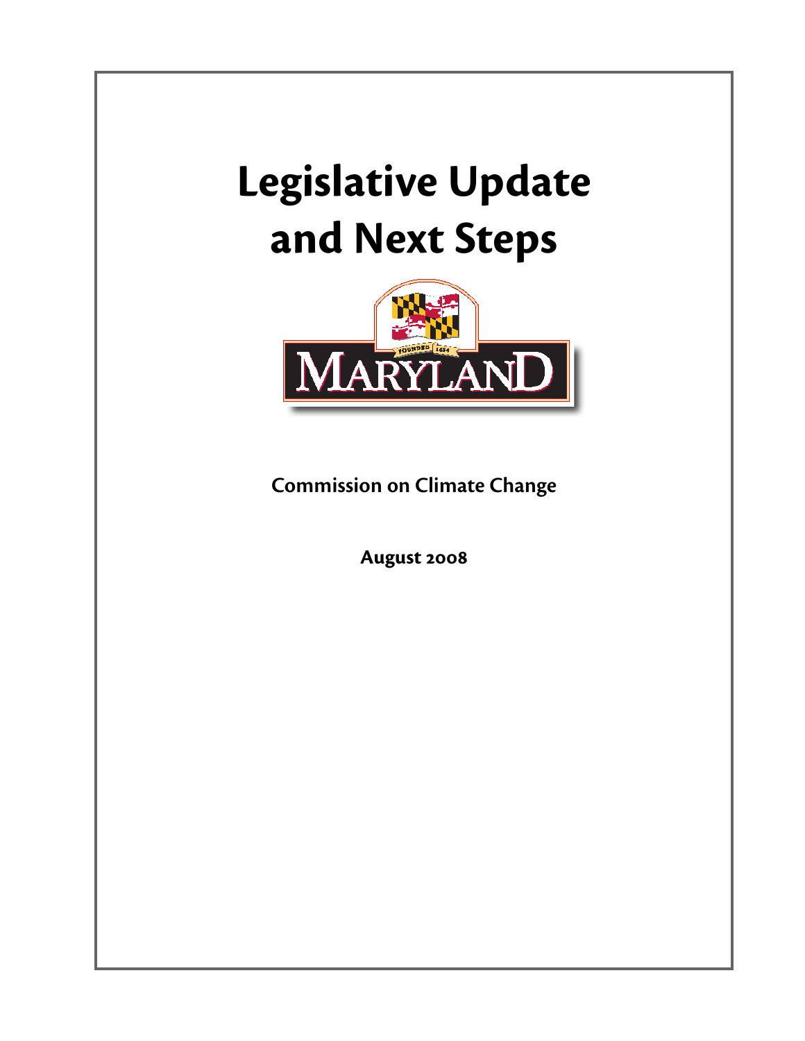# Legislative Update and Next Steps

Commission on Climate Change

August 2008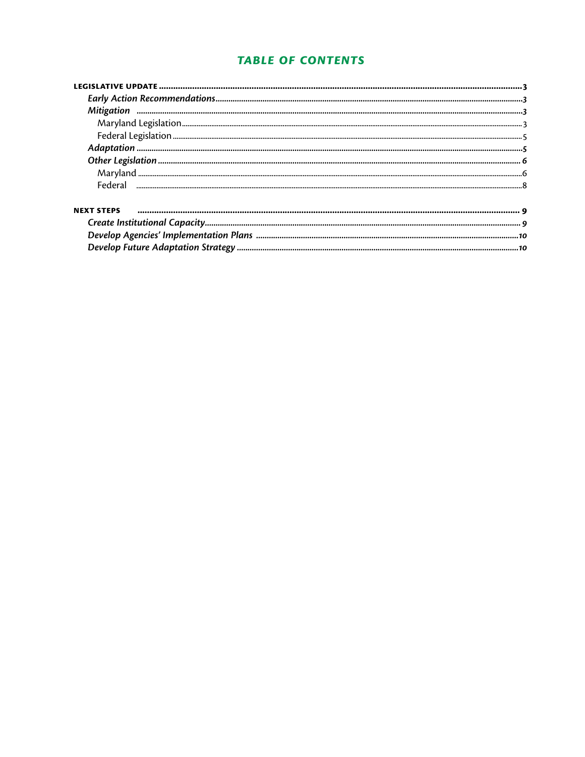# TABLE OF CONTENTS

**LEGISLATIVE UPDATE** .......... **3**

- ***Early Action Recommendations*** .......... ***3***
- ***Mitigation*** .......... ***3***
  - Maryland Legislation .......... 3
  - Federal Legislation .......... 5
- ***Adaptation*** .......... ***5***
- ***Other Legislation*** .......... ***6***
  - Maryland .......... 6
  - Federal .......... 8

**NEXT STEPS** .......... **9**

- ***Create Institutional Capacity*** .......... ***9***
- ***Develop Agencies' Implementation Plans*** .......... ***10***
- ***Develop Future Adaptation Strategy*** .......... ***10***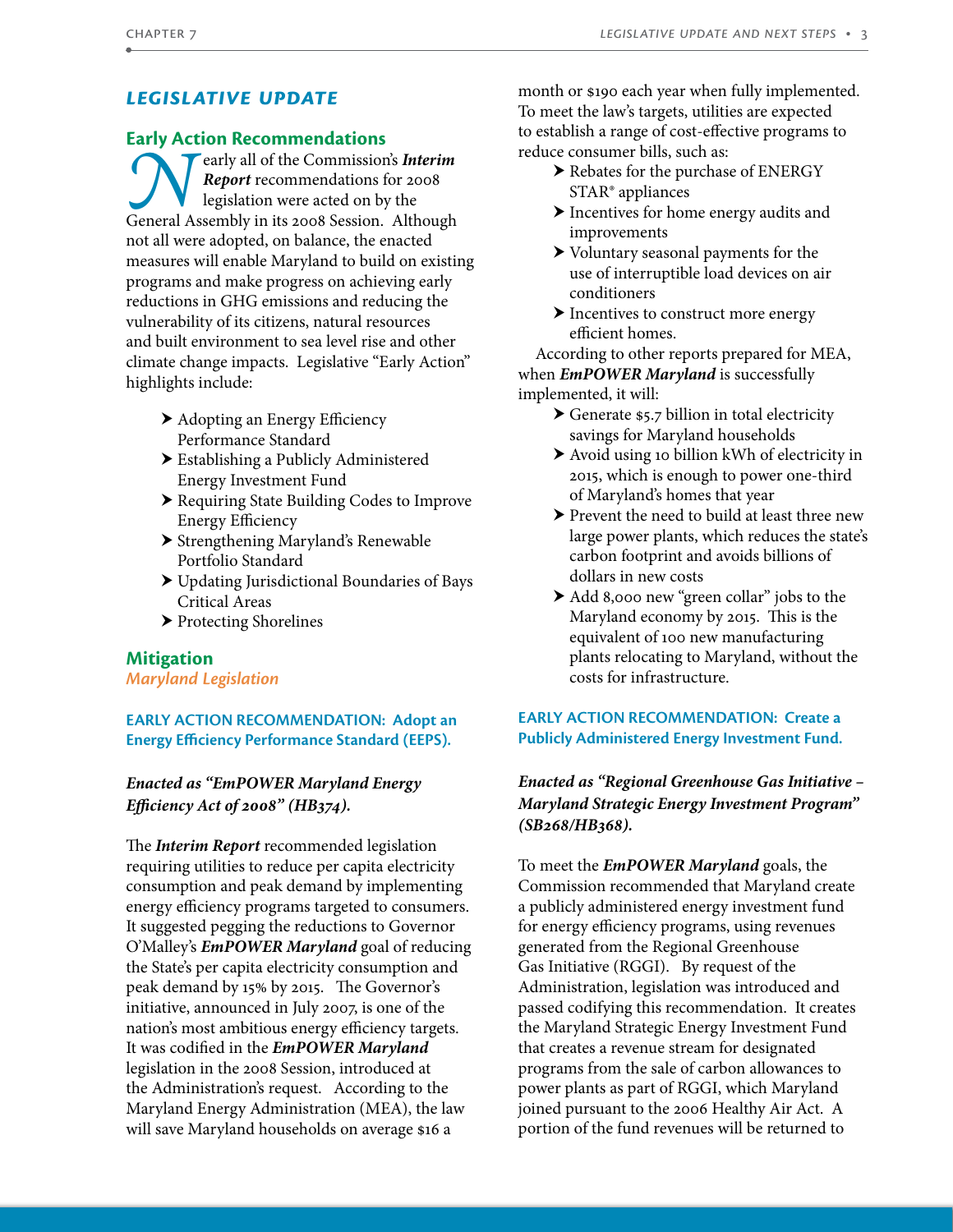## *LEGISLATIVE UPDATE*

### Early Action Recommendations

Nearly all of the Commission's ***Interim Report*** recommendations for 2008 legislation were acted on by the General Assembly in its 2008 Session. Although not all were adopted, on balance, the enacted measures will enable Maryland to build on existing programs and make progress on achieving early reductions in GHG emissions and reducing the vulnerability of its citizens, natural resources and built environment to sea level rise and other climate change impacts. Legislative "Early Action" highlights include:

- Adopting an Energy Efficiency Performance Standard
- Establishing a Publicly Administered Energy Investment Fund
- Requiring State Building Codes to Improve Energy Efficiency
- Strengthening Maryland's Renewable Portfolio Standard
- Updating Jurisdictional Boundaries of Bays Critical Areas
- Protecting Shorelines

### Mitigation

*Maryland Legislation*

#### EARLY ACTION RECOMMENDATION: Adopt an Energy Efficiency Performance Standard (EEPS).

***Enacted as "EmPOWER Maryland Energy Efficiency Act of 2008" (HB374).***

The ***Interim Report*** recommended legislation requiring utilities to reduce per capita electricity consumption and peak demand by implementing energy efficiency programs targeted to consumers. It suggested pegging the reductions to Governor O'Malley's ***EmPOWER Maryland*** goal of reducing the State's per capita electricity consumption and peak demand by 15% by 2015. The Governor's initiative, announced in July 2007, is one of the nation's most ambitious energy efficiency targets. It was codified in the ***EmPOWER Maryland*** legislation in the 2008 Session, introduced at the Administration's request. According to the Maryland Energy Administration (MEA), the law will save Maryland households on average $16 a month or $190 each year when fully implemented. To meet the law's targets, utilities are expected to establish a range of cost-effective programs to reduce consumer bills, such as:

- Rebates for the purchase of ENERGY STAR® appliances
- Incentives for home energy audits and improvements
- Voluntary seasonal payments for the use of interruptible load devices on air conditioners
- Incentives to construct more energy efficient homes.

According to other reports prepared for MEA, when ***EmPOWER Maryland*** is successfully implemented, it will:

- Generate $5.7 billion in total electricity savings for Maryland households
- Avoid using 10 billion kWh of electricity in 2015, which is enough to power one-third of Maryland's homes that year
- Prevent the need to build at least three new large power plants, which reduces the state's carbon footprint and avoids billions of dollars in new costs
- Add 8,000 new "green collar" jobs to the Maryland economy by 2015. This is the equivalent of 100 new manufacturing plants relocating to Maryland, without the costs for infrastructure.

#### EARLY ACTION RECOMMENDATION: Create a Publicly Administered Energy Investment Fund.

***Enacted as "Regional Greenhouse Gas Initiative – Maryland Strategic Energy Investment Program" (SB268/HB368).***

To meet the ***EmPOWER Maryland*** goals, the Commission recommended that Maryland create a publicly administered energy investment fund for energy efficiency programs, using revenues generated from the Regional Greenhouse Gas Initiative (RGGI). By request of the Administration, legislation was introduced and passed codifying this recommendation. It creates the Maryland Strategic Energy Investment Fund that creates a revenue stream for designated programs from the sale of carbon allowances to power plants as part of RGGI, which Maryland joined pursuant to the 2006 Healthy Air Act. A portion of the fund revenues will be returned to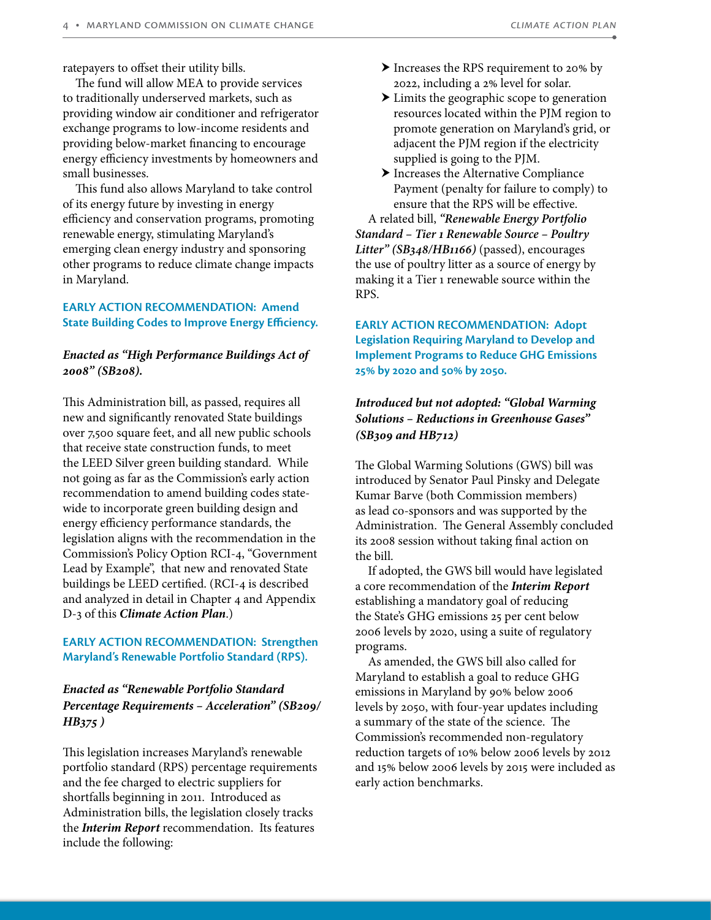ratepayers to offset their utility bills.

The fund will allow MEA to provide services to traditionally underserved markets, such as providing window air conditioner and refrigerator exchange programs to low-income residents and providing below-market financing to encourage energy efficiency investments by homeowners and small businesses.

This fund also allows Maryland to take control of its energy future by investing in energy efficiency and conservation programs, promoting renewable energy, stimulating Maryland's emerging clean energy industry and sponsoring other programs to reduce climate change impacts in Maryland.

### EARLY ACTION RECOMMENDATION: Amend State Building Codes to Improve Energy Efficiency.

***Enacted as "High Performance Buildings Act of 2008" (SB208).***

This Administration bill, as passed, requires all new and significantly renovated State buildings over 7,500 square feet, and all new public schools that receive state construction funds, to meet the LEED Silver green building standard. While not going as far as the Commission's early action recommendation to amend building codes statewide to incorporate green building design and energy efficiency performance standards, the legislation aligns with the recommendation in the Commission's Policy Option RCI-4, "Government Lead by Example", that new and renovated State buildings be LEED certified. (RCI-4 is described and analyzed in detail in Chapter 4 and Appendix D-3 of this ***Climate Action Plan***.)

### EARLY ACTION RECOMMENDATION: Strengthen Maryland's Renewable Portfolio Standard (RPS).

***Enacted as "Renewable Portfolio Standard Percentage Requirements – Acceleration" (SB209/HB375 )***

This legislation increases Maryland's renewable portfolio standard (RPS) percentage requirements and the fee charged to electric suppliers for shortfalls beginning in 2011. Introduced as Administration bills, the legislation closely tracks the ***Interim Report*** recommendation. Its features include the following:

- Increases the RPS requirement to 20% by 2022, including a 2% level for solar.
- Limits the geographic scope to generation resources located within the PJM region to promote generation on Maryland's grid, or adjacent the PJM region if the electricity supplied is going to the PJM.
- Increases the Alternative Compliance Payment (penalty for failure to comply) to ensure that the RPS will be effective.

A related bill, ***"Renewable Energy Portfolio Standard – Tier 1 Renewable Source – Poultry Litter" (SB348/HB1166)*** (passed), encourages the use of poultry litter as a source of energy by making it a Tier 1 renewable source within the RPS.

### EARLY ACTION RECOMMENDATION: Adopt Legislation Requiring Maryland to Develop and Implement Programs to Reduce GHG Emissions 25% by 2020 and 50% by 2050.

***Introduced but not adopted: "Global Warming Solutions – Reductions in Greenhouse Gases" (SB309 and HB712)***

The Global Warming Solutions (GWS) bill was introduced by Senator Paul Pinsky and Delegate Kumar Barve (both Commission members) as lead co-sponsors and was supported by the Administration. The General Assembly concluded its 2008 session without taking final action on the bill.

If adopted, the GWS bill would have legislated a core recommendation of the ***Interim Report*** establishing a mandatory goal of reducing the State's GHG emissions 25 per cent below 2006 levels by 2020, using a suite of regulatory programs.

As amended, the GWS bill also called for Maryland to establish a goal to reduce GHG emissions in Maryland by 90% below 2006 levels by 2050, with four-year updates including a summary of the state of the science. The Commission's recommended non-regulatory reduction targets of 10% below 2006 levels by 2012 and 15% below 2006 levels by 2015 were included as early action benchmarks.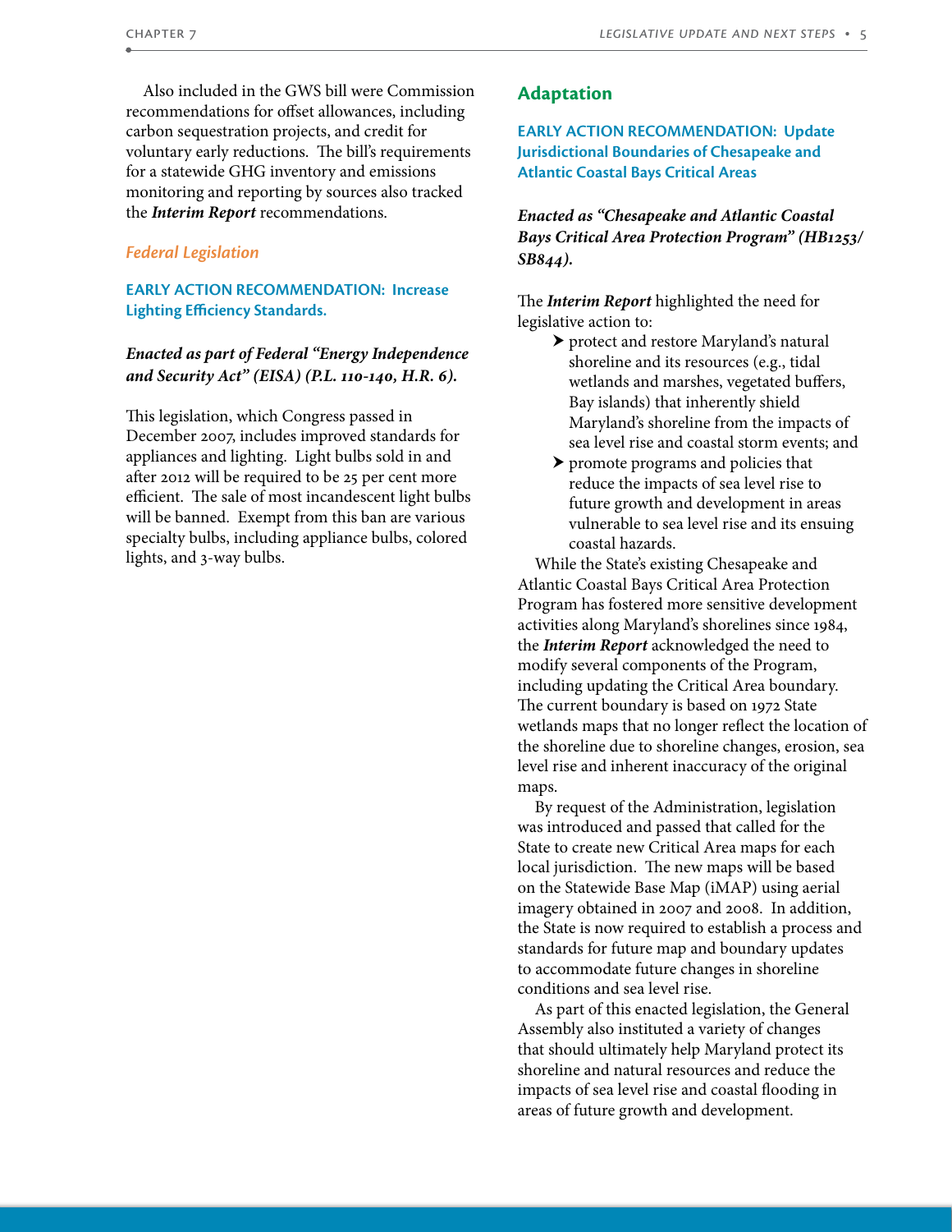Also included in the GWS bill were Commission recommendations for offset allowances, including carbon sequestration projects, and credit for voluntary early reductions. The bill's requirements for a statewide GHG inventory and emissions monitoring and reporting by sources also tracked the ***Interim Report*** recommendations.

### *Federal Legislation*

#### EARLY ACTION RECOMMENDATION: Increase Lighting Efficiency Standards.

***Enacted as part of Federal "Energy Independence and Security Act" (EISA) (P.L. 110-140, H.R. 6).***

This legislation, which Congress passed in December 2007, includes improved standards for appliances and lighting. Light bulbs sold in and after 2012 will be required to be 25 per cent more efficient. The sale of most incandescent light bulbs will be banned. Exempt from this ban are various specialty bulbs, including appliance bulbs, colored lights, and 3-way bulbs.

## Adaptation

#### EARLY ACTION RECOMMENDATION: Update Jurisdictional Boundaries of Chesapeake and Atlantic Coastal Bays Critical Areas

***Enacted as "Chesapeake and Atlantic Coastal Bays Critical Area Protection Program" (HB1253/SB844).***

The ***Interim Report*** highlighted the need for legislative action to:

- protect and restore Maryland's natural shoreline and its resources (e.g., tidal wetlands and marshes, vegetated buffers, Bay islands) that inherently shield Maryland's shoreline from the impacts of sea level rise and coastal storm events; and
- promote programs and policies that reduce the impacts of sea level rise to future growth and development in areas vulnerable to sea level rise and its ensuing coastal hazards.

While the State's existing Chesapeake and Atlantic Coastal Bays Critical Area Protection Program has fostered more sensitive development activities along Maryland's shorelines since 1984, the ***Interim Report*** acknowledged the need to modify several components of the Program, including updating the Critical Area boundary. The current boundary is based on 1972 State wetlands maps that no longer reflect the location of the shoreline due to shoreline changes, erosion, sea level rise and inherent inaccuracy of the original maps.

By request of the Administration, legislation was introduced and passed that called for the State to create new Critical Area maps for each local jurisdiction. The new maps will be based on the Statewide Base Map (iMAP) using aerial imagery obtained in 2007 and 2008. In addition, the State is now required to establish a process and standards for future map and boundary updates to accommodate future changes in shoreline conditions and sea level rise.

As part of this enacted legislation, the General Assembly also instituted a variety of changes that should ultimately help Maryland protect its shoreline and natural resources and reduce the impacts of sea level rise and coastal flooding in areas of future growth and development.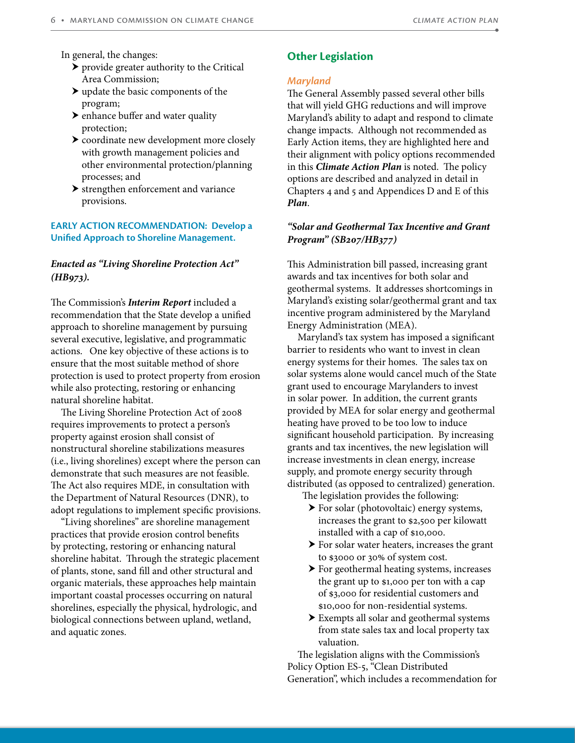In general, the changes:

- provide greater authority to the Critical Area Commission;
- update the basic components of the program;
- enhance buffer and water quality protection;
- coordinate new development more closely with growth management policies and other environmental protection/planning processes; and
- strengthen enforcement and variance provisions.

**EARLY ACTION RECOMMENDATION: Develop a Unified Approach to Shoreline Management.**

***Enacted as "Living Shoreline Protection Act" (HB973).***

The Commission's ***Interim Report*** included a recommendation that the State develop a unified approach to shoreline management by pursuing several executive, legislative, and programmatic actions. One key objective of these actions is to ensure that the most suitable method of shore protection is used to protect property from erosion while also protecting, restoring or enhancing natural shoreline habitat.

The Living Shoreline Protection Act of 2008 requires improvements to protect a person's property against erosion shall consist of nonstructural shoreline stabilizations measures (i.e., living shorelines) except where the person can demonstrate that such measures are not feasible. The Act also requires MDE, in consultation with the Department of Natural Resources (DNR), to adopt regulations to implement specific provisions.

"Living shorelines" are shoreline management practices that provide erosion control benefits by protecting, restoring or enhancing natural shoreline habitat. Through the strategic placement of plants, stone, sand fill and other structural and organic materials, these approaches help maintain important coastal processes occurring on natural shorelines, especially the physical, hydrologic, and biological connections between upland, wetland, and aquatic zones.

## Other Legislation

### *Maryland*

The General Assembly passed several other bills that will yield GHG reductions and will improve Maryland's ability to adapt and respond to climate change impacts. Although not recommended as Early Action items, they are highlighted here and their alignment with policy options recommended in this ***Climate Action Plan*** is noted. The policy options are described and analyzed in detail in Chapters 4 and 5 and Appendices D and E of this ***Plan***.

***"Solar and Geothermal Tax Incentive and Grant Program" (SB207/HB377)***

This Administration bill passed, increasing grant awards and tax incentives for both solar and geothermal systems. It addresses shortcomings in Maryland's existing solar/geothermal grant and tax incentive program administered by the Maryland Energy Administration (MEA).

Maryland's tax system has imposed a significant barrier to residents who want to invest in clean energy systems for their homes. The sales tax on solar systems alone would cancel much of the State grant used to encourage Marylanders to invest in solar power. In addition, the current grants provided by MEA for solar energy and geothermal heating have proved to be too low to induce significant household participation. By increasing grants and tax incentives, the new legislation will increase investments in clean energy, increase supply, and promote energy security through distributed (as opposed to centralized) generation.

The legislation provides the following:

- For solar (photovoltaic) energy systems, increases the grant to $2,500 per kilowatt installed with a cap of $10,000.
- For solar water heaters, increases the grant to $3000 or 30% of system cost.
- For geothermal heating systems, increases the grant up to $1,000 per ton with a cap of $3,000 for residential customers and $10,000 for non-residential systems.
- Exempts all solar and geothermal systems from state sales tax and local property tax valuation.

The legislation aligns with the Commission's Policy Option ES-5, "Clean Distributed Generation", which includes a recommendation for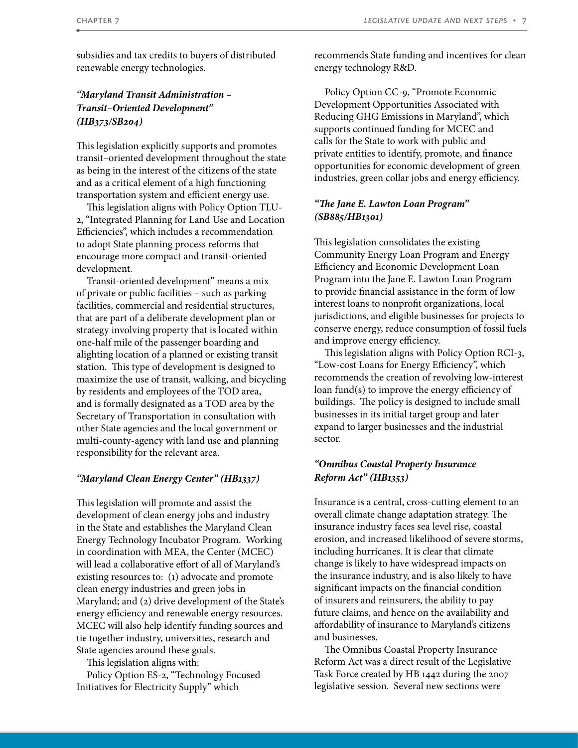subsidies and tax credits to buyers of distributed renewable energy technologies.

### *"Maryland Transit Administration – Transit–Oriented Development" (HB373/SB204)*

This legislation explicitly supports and promotes transit–oriented development throughout the state as being in the interest of the citizens of the state and as a critical element of a high functioning transportation system and efficient energy use.

This legislation aligns with Policy Option TLU-2, "Integrated Planning for Land Use and Location Efficiencies", which includes a recommendation to adopt State planning process reforms that encourage more compact and transit-oriented development.

Transit-oriented development" means a mix of private or public facilities – such as parking facilities, commercial and residential structures, that are part of a deliberate development plan or strategy involving property that is located within one-half mile of the passenger boarding and alighting location of a planned or existing transit station. This type of development is designed to maximize the use of transit, walking, and bicycling by residents and employees of the TOD area, and is formally designated as a TOD area by the Secretary of Transportation in consultation with other State agencies and the local government or multi-county-agency with land use and planning responsibility for the relevant area.

### *"Maryland Clean Energy Center" (HB1337)*

This legislation will promote and assist the development of clean energy jobs and industry in the State and establishes the Maryland Clean Energy Technology Incubator Program. Working in coordination with MEA, the Center (MCEC) will lead a collaborative effort of all of Maryland's existing resources to: (1) advocate and promote clean energy industries and green jobs in Maryland; and (2) drive development of the State's energy efficiency and renewable energy resources. MCEC will also help identify funding sources and tie together industry, universities, research and State agencies around these goals.

This legislation aligns with:

Policy Option ES-2, "Technology Focused Initiatives for Electricity Supply" which recommends State funding and incentives for clean energy technology R&D.

Policy Option CC-9, "Promote Economic Development Opportunities Associated with Reducing GHG Emissions in Maryland", which supports continued funding for MCEC and calls for the State to work with public and private entities to identify, promote, and finance opportunities for economic development of green industries, green collar jobs and energy efficiency.

### *"The Jane E. Lawton Loan Program" (SB885/HB1301)*

This legislation consolidates the existing Community Energy Loan Program and Energy Efficiency and Economic Development Loan Program into the Jane E. Lawton Loan Program to provide financial assistance in the form of low interest loans to nonprofit organizations, local jurisdictions, and eligible businesses for projects to conserve energy, reduce consumption of fossil fuels and improve energy efficiency.

This legislation aligns with Policy Option RCI-3, "Low-cost Loans for Energy Efficiency", which recommends the creation of revolving low-interest loan fund(s) to improve the energy efficiency of buildings. The policy is designed to include small businesses in its initial target group and later expand to larger businesses and the industrial sector.

### *"Omnibus Coastal Property Insurance Reform Act" (HB1353)*

Insurance is a central, cross-cutting element to an overall climate change adaptation strategy. The insurance industry faces sea level rise, coastal erosion, and increased likelihood of severe storms, including hurricanes. It is clear that climate change is likely to have widespread impacts on the insurance industry, and is also likely to have significant impacts on the financial condition of insurers and reinsurers, the ability to pay future claims, and hence on the availability and affordability of insurance to Maryland's citizens and businesses.

The Omnibus Coastal Property Insurance Reform Act was a direct result of the Legislative Task Force created by HB 1442 during the 2007 legislative session. Several new sections were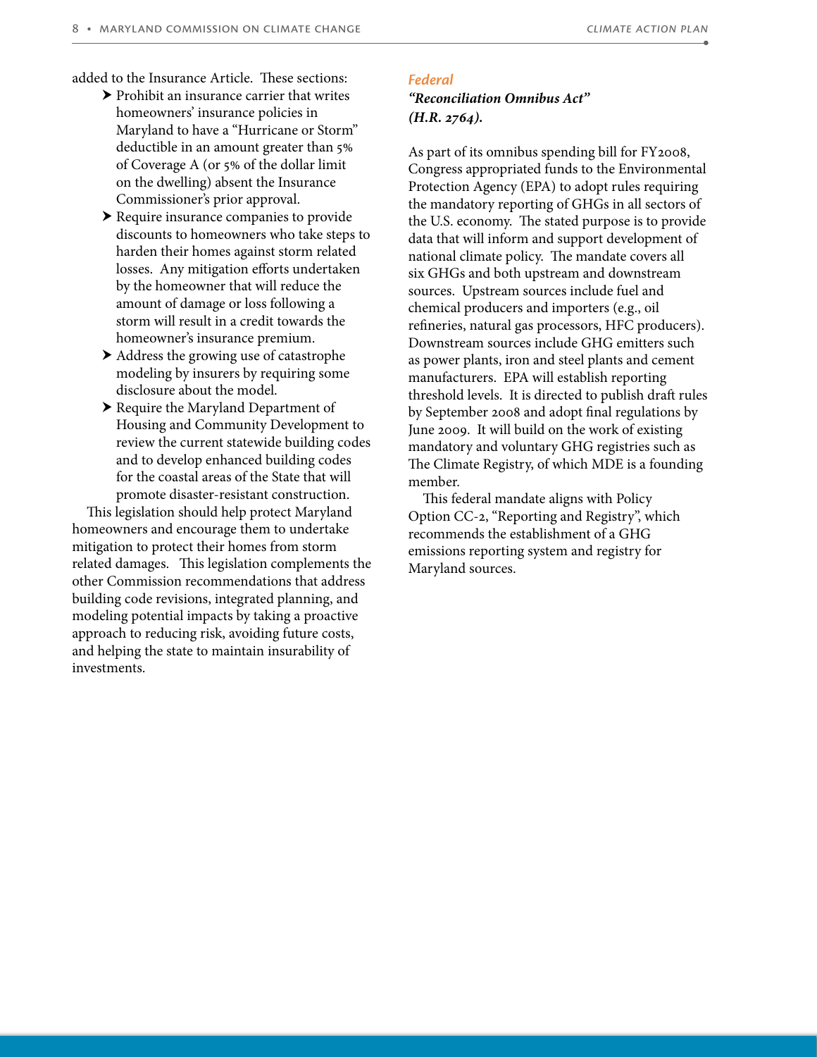added to the Insurance Article. These sections:

- Prohibit an insurance carrier that writes homeowners' insurance policies in Maryland to have a "Hurricane or Storm" deductible in an amount greater than 5% of Coverage A (or 5% of the dollar limit on the dwelling) absent the Insurance Commissioner's prior approval.
- Require insurance companies to provide discounts to homeowners who take steps to harden their homes against storm related losses. Any mitigation efforts undertaken by the homeowner that will reduce the amount of damage or loss following a storm will result in a credit towards the homeowner's insurance premium.
- Address the growing use of catastrophe modeling by insurers by requiring some disclosure about the model.
- Require the Maryland Department of Housing and Community Development to review the current statewide building codes and to develop enhanced building codes for the coastal areas of the State that will promote disaster-resistant construction.

This legislation should help protect Maryland homeowners and encourage them to undertake mitigation to protect their homes from storm related damages. This legislation complements the other Commission recommendations that address building code revisions, integrated planning, and modeling potential impacts by taking a proactive approach to reducing risk, avoiding future costs, and helping the state to maintain insurability of investments.

### *Federal*

***"Reconciliation Omnibus Act" (H.R. 2764).***

As part of its omnibus spending bill for FY2008, Congress appropriated funds to the Environmental Protection Agency (EPA) to adopt rules requiring the mandatory reporting of GHGs in all sectors of the U.S. economy. The stated purpose is to provide data that will inform and support development of national climate policy. The mandate covers all six GHGs and both upstream and downstream sources. Upstream sources include fuel and chemical producers and importers (e.g., oil refineries, natural gas processors, HFC producers). Downstream sources include GHG emitters such as power plants, iron and steel plants and cement manufacturers. EPA will establish reporting threshold levels. It is directed to publish draft rules by September 2008 and adopt final regulations by June 2009. It will build on the work of existing mandatory and voluntary GHG registries such as The Climate Registry, of which MDE is a founding member.

This federal mandate aligns with Policy Option CC-2, "Reporting and Registry", which recommends the establishment of a GHG emissions reporting system and registry for Maryland sources.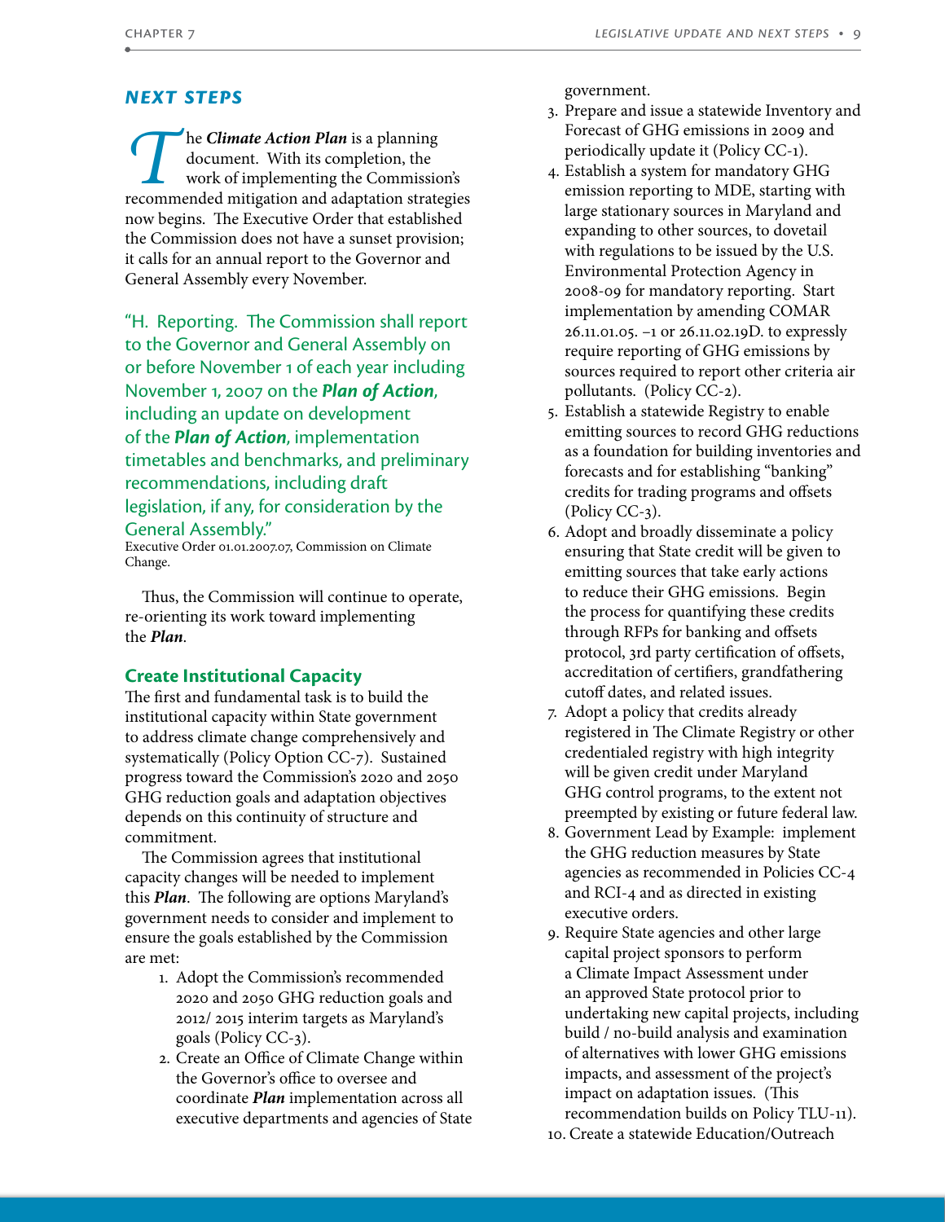## NEXT STEPS

The ***Climate Action Plan*** is a planning document. With its completion, the work of implementing the Commission's recommended mitigation and adaptation strategies now begins. The Executive Order that established the Commission does not have a sunset provision; it calls for an annual report to the Governor and General Assembly every November.

> "H. Reporting. The Commission shall report to the Governor and General Assembly on or before November 1 of each year including November 1, 2007 on the ***Plan of Action***, including an update on development of the ***Plan of Action***, implementation timetables and benchmarks, and preliminary recommendations, including draft legislation, if any, for consideration by the General Assembly."
>
> Executive Order 01.01.2007.07, Commission on Climate Change.

Thus, the Commission will continue to operate, re-orienting its work toward implementing the ***Plan***.

### Create Institutional Capacity

The first and fundamental task is to build the institutional capacity within State government to address climate change comprehensively and systematically (Policy Option CC-7). Sustained progress toward the Commission's 2020 and 2050 GHG reduction goals and adaptation objectives depends on this continuity of structure and commitment.

The Commission agrees that institutional capacity changes will be needed to implement this ***Plan***. The following are options Maryland's government needs to consider and implement to ensure the goals established by the Commission are met:

1. Adopt the Commission's recommended 2020 and 2050 GHG reduction goals and 2012/ 2015 interim targets as Maryland's goals (Policy CC-3).
2. Create an Office of Climate Change within the Governor's office to oversee and coordinate ***Plan*** implementation across all executive departments and agencies of State government.
3. Prepare and issue a statewide Inventory and Forecast of GHG emissions in 2009 and periodically update it (Policy CC-1).
4. Establish a system for mandatory GHG emission reporting to MDE, starting with large stationary sources in Maryland and expanding to other sources, to dovetail with regulations to be issued by the U.S. Environmental Protection Agency in 2008-09 for mandatory reporting. Start implementation by amending COMAR 26.11.01.05. –1 or 26.11.02.19D. to expressly require reporting of GHG emissions by sources required to report other criteria air pollutants. (Policy CC-2).
5. Establish a statewide Registry to enable emitting sources to record GHG reductions as a foundation for building inventories and forecasts and for establishing "banking" credits for trading programs and offsets (Policy CC-3).
6. Adopt and broadly disseminate a policy ensuring that State credit will be given to emitting sources that take early actions to reduce their GHG emissions. Begin the process for quantifying these credits through RFPs for banking and offsets protocol, 3rd party certification of offsets, accreditation of certifiers, grandfathering cutoff dates, and related issues.
7. Adopt a policy that credits already registered in The Climate Registry or other credentialed registry with high integrity will be given credit under Maryland GHG control programs, to the extent not preempted by existing or future federal law.
8. Government Lead by Example: implement the GHG reduction measures by State agencies as recommended in Policies CC-4 and RCI-4 and as directed in existing executive orders.
9. Require State agencies and other large capital project sponsors to perform a Climate Impact Assessment under an approved State protocol prior to undertaking new capital projects, including build / no-build analysis and examination of alternatives with lower GHG emissions impacts, and assessment of the project's impact on adaptation issues. (This recommendation builds on Policy TLU-11).
10. Create a statewide Education/Outreach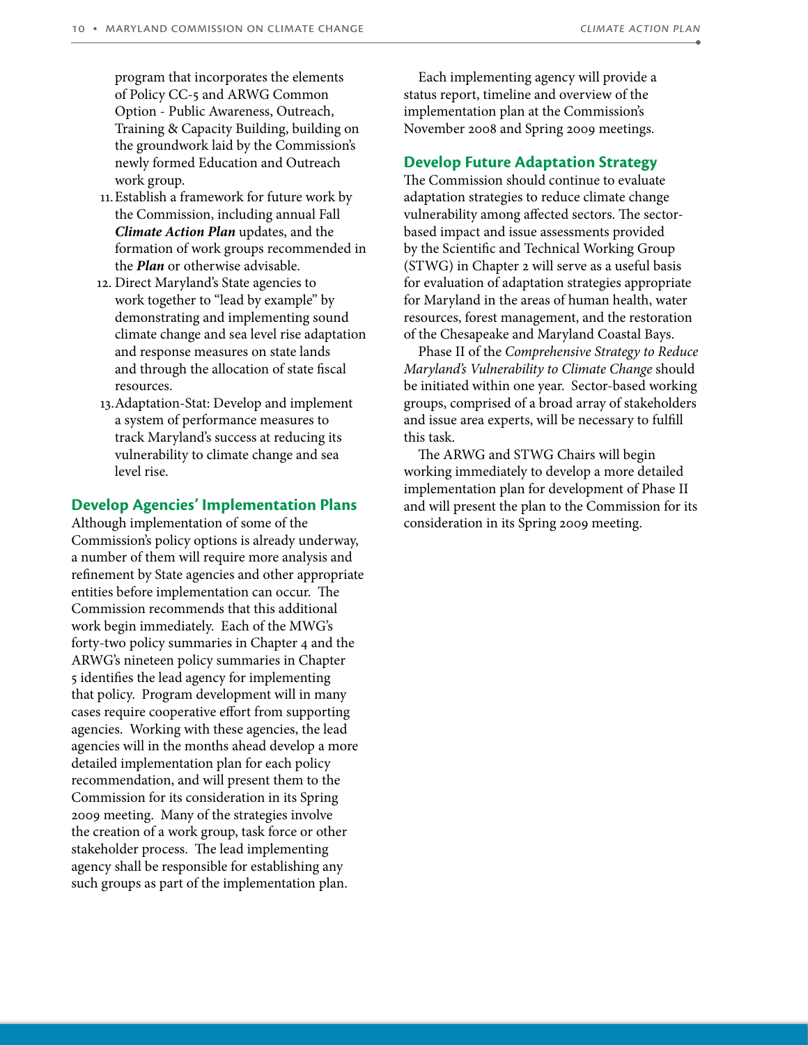program that incorporates the elements of Policy CC-5 and ARWG Common Option - Public Awareness, Outreach, Training & Capacity Building, building on the groundwork laid by the Commission's newly formed Education and Outreach work group.

11. Establish a framework for future work by the Commission, including annual Fall ***Climate Action Plan*** updates, and the formation of work groups recommended in the ***Plan*** or otherwise advisable.
12. Direct Maryland's State agencies to work together to "lead by example" by demonstrating and implementing sound climate change and sea level rise adaptation and response measures on state lands and through the allocation of state fiscal resources.
13. Adaptation-Stat: Develop and implement a system of performance measures to track Maryland's success at reducing its vulnerability to climate change and sea level rise.

## Develop Agencies' Implementation Plans

Although implementation of some of the Commission's policy options is already underway, a number of them will require more analysis and refinement by State agencies and other appropriate entities before implementation can occur. The Commission recommends that this additional work begin immediately. Each of the MWG's forty-two policy summaries in Chapter 4 and the ARWG's nineteen policy summaries in Chapter 5 identifies the lead agency for implementing that policy. Program development will in many cases require cooperative effort from supporting agencies. Working with these agencies, the lead agencies will in the months ahead develop a more detailed implementation plan for each policy recommendation, and will present them to the Commission for its consideration in its Spring 2009 meeting. Many of the strategies involve the creation of a work group, task force or other stakeholder process. The lead implementing agency shall be responsible for establishing any such groups as part of the implementation plan.

Each implementing agency will provide a status report, timeline and overview of the implementation plan at the Commission's November 2008 and Spring 2009 meetings.

## Develop Future Adaptation Strategy

The Commission should continue to evaluate adaptation strategies to reduce climate change vulnerability among affected sectors. The sector-based impact and issue assessments provided by the Scientific and Technical Working Group (STWG) in Chapter 2 will serve as a useful basis for evaluation of adaptation strategies appropriate for Maryland in the areas of human health, water resources, forest management, and the restoration of the Chesapeake and Maryland Coastal Bays.

Phase II of the *Comprehensive Strategy to Reduce Maryland's Vulnerability to Climate Change* should be initiated within one year. Sector-based working groups, comprised of a broad array of stakeholders and issue area experts, will be necessary to fulfill this task.

The ARWG and STWG Chairs will begin working immediately to develop a more detailed implementation plan for development of Phase II and will present the plan to the Commission for its consideration in its Spring 2009 meeting.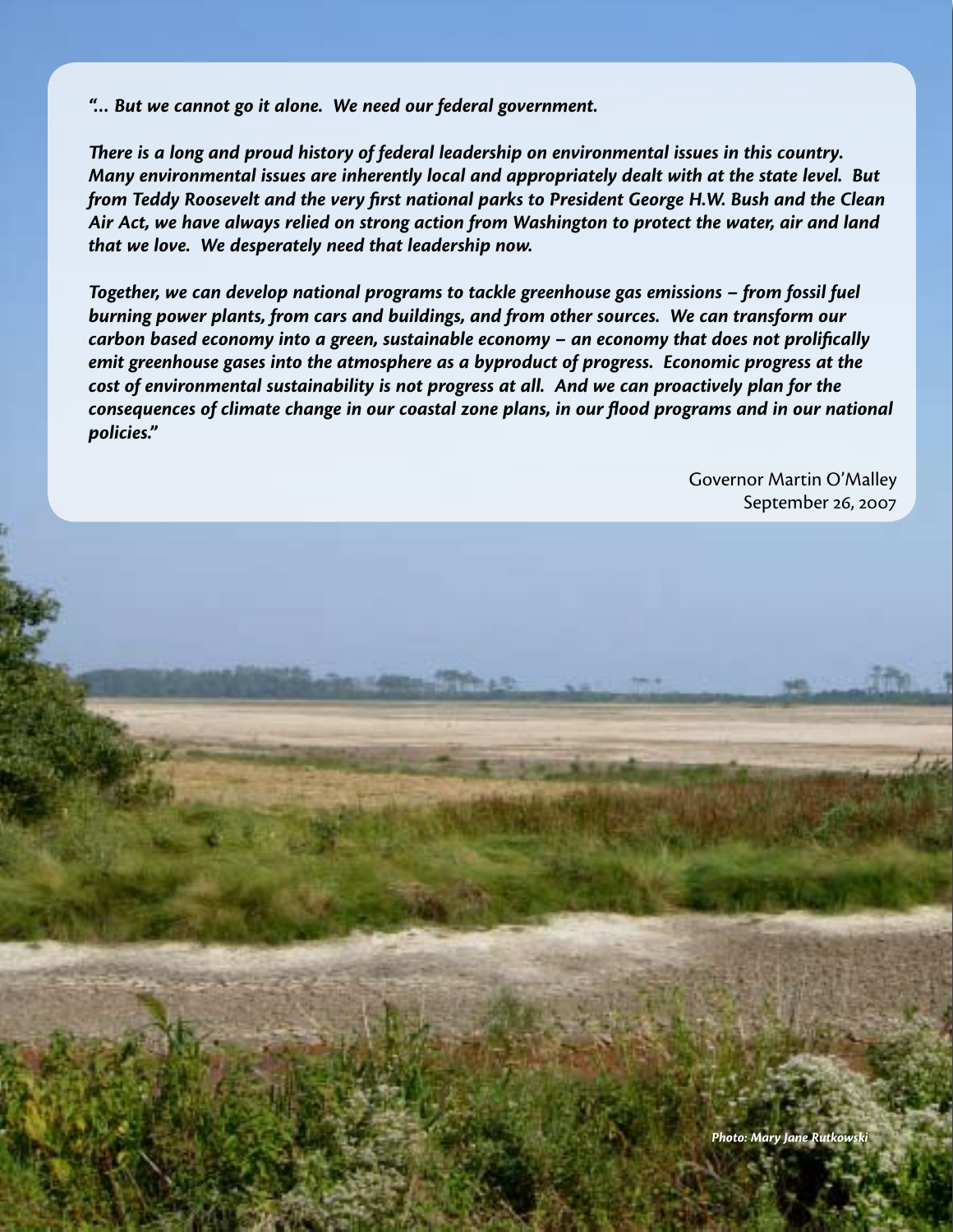*"... But we cannot go it alone. We need our federal government.*

*There is a long and proud history of federal leadership on environmental issues in this country. Many environmental issues are inherently local and appropriately dealt with at the state level. But from Teddy Roosevelt and the very first national parks to President George H.W. Bush and the Clean Air Act, we have always relied on strong action from Washington to protect the water, air and land that we love. We desperately need that leadership now.*

*Together, we can develop national programs to tackle greenhouse gas emissions – from fossil fuel burning power plants, from cars and buildings, and from other sources. We can transform our carbon based economy into a green, sustainable economy – an economy that does not prolifically emit greenhouse gases into the atmosphere as a byproduct of progress. Economic progress at the cost of environmental sustainability is not progress at all. And we can proactively plan for the consequences of climate change in our coastal zone plans, in our flood programs and in our national policies."*

Governor Martin O'Malley
September 26, 2007

*Photo: Mary Jane Rutkowski*